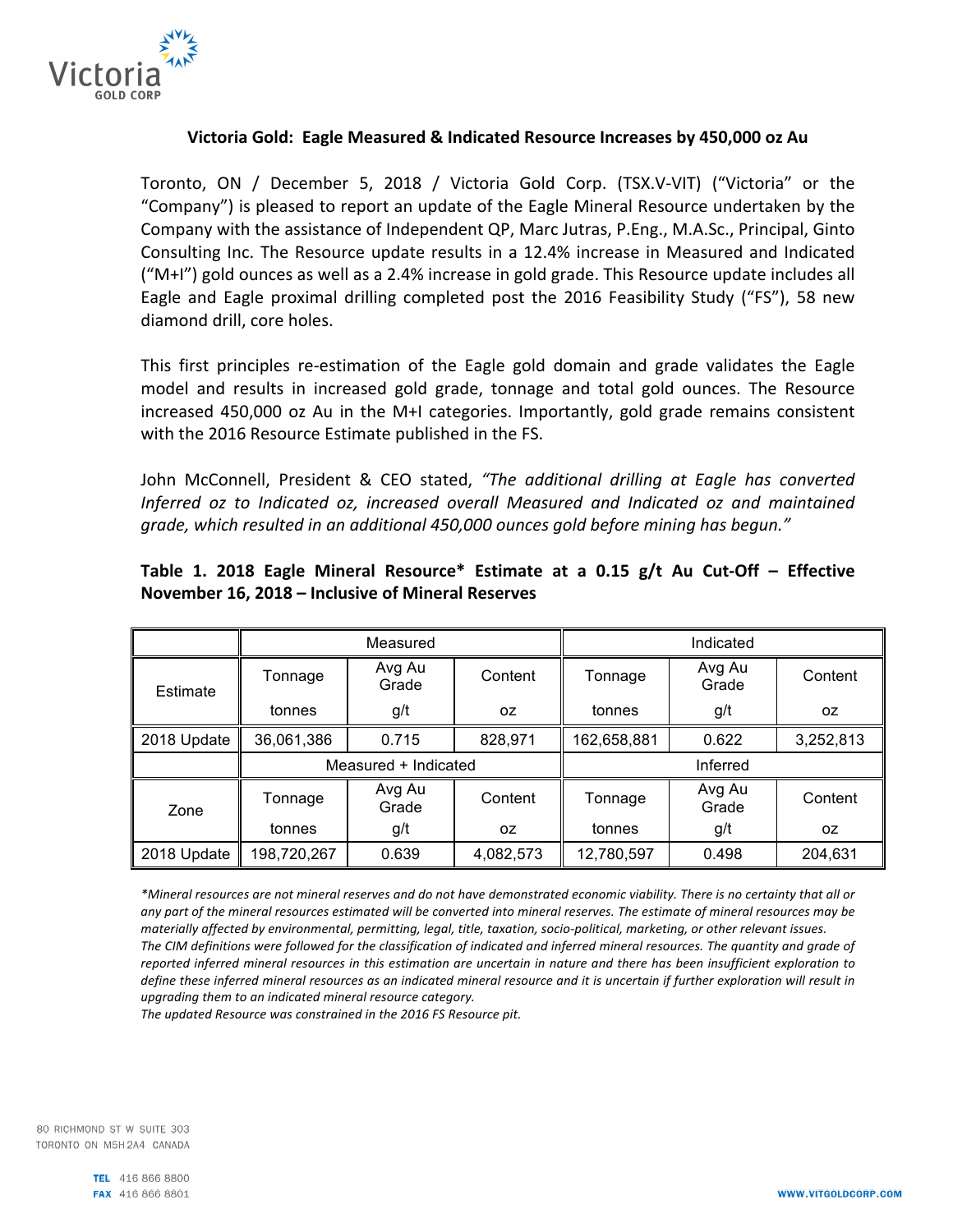## Victoria Gold: Eagle Measured & Indicated Resource Increases by 450,000 oz Au

Toronto, ON / December 5, 2018 / Victoria Gold Corp. (TSX.V-VIT) ("Victoria" or the "Company") is pleased to report an update of the Eagle Mineral Resource undertaken by the Company with the assistance of Independent QP, Marc Jutras, P.Eng., M.A.Sc., Principal, Ginto Consulting Inc. The Resource update results in a 12.4% increase in Measured and Indicated ("M+I") gold ounces as well as a 2.4% increase in gold grade. This Resource update includes all Eagle and Eagle proximal drilling completed post the 2016 Feasibility Study ("FS"), 58 new diamond drill, core holes.

This first principles re-estimation of the Eagle gold domain and grade validates the Eagle model and results in increased gold grade, tonnage and total gold ounces. The Resource increased 450,000 oz Au in the M+I categories. Importantly, gold grade remains consistent with the 2016 Resource Estimate published in the FS.

John McConnell, President & CEO stated, *"The additional drilling at Eagle has converted Inferred oz to Indicated oz, increased overall Measured and Indicated oz and maintained grade, which resulted in an additional 450,000 ounces gold before mining has begun."*

**Table 1. 2018 Eagle Mineral Resource\* Estimate at a 0.15 g/t Au Cut-Off – Effective November 16, 2018 – Inclusive of Mineral Reserves**

| | Measured | | | Indicated | | |
|---|---|---|---|---|---|---|
| Estimate | Tonnage<br>tonnes | Avg Au Grade<br>g/t | Content<br>oz | Tonnage<br>tonnes | Avg Au Grade<br>g/t | Content<br>oz |
| 2018 Update | 36,061,386 | 0.715 | 828,971 | 162,658,881 | 0.622 | 3,252,813 |
| | Measured + Indicated | | | Inferred | | |
| Zone | Tonnage<br>tonnes | Avg Au Grade<br>g/t | Content<br>oz | Tonnage<br>tonnes | Avg Au Grade<br>g/t | Content<br>oz |
| 2018 Update | 198,720,267 | 0.639 | 4,082,573 | 12,780,597 | 0.498 | 204,631 |

*\*Mineral resources are not mineral reserves and do not have demonstrated economic viability. There is no certainty that all or any part of the mineral resources estimated will be converted into mineral reserves. The estimate of mineral resources may be materially affected by environmental, permitting, legal, title, taxation, socio-political, marketing, or other relevant issues.*
*The CIM definitions were followed for the classification of indicated and inferred mineral resources. The quantity and grade of reported inferred mineral resources in this estimation are uncertain in nature and there has been insufficient exploration to define these inferred mineral resources as an indicated mineral resource and it is uncertain if further exploration will result in upgrading them to an indicated mineral resource category.*
*The updated Resource was constrained in the 2016 FS Resource pit.*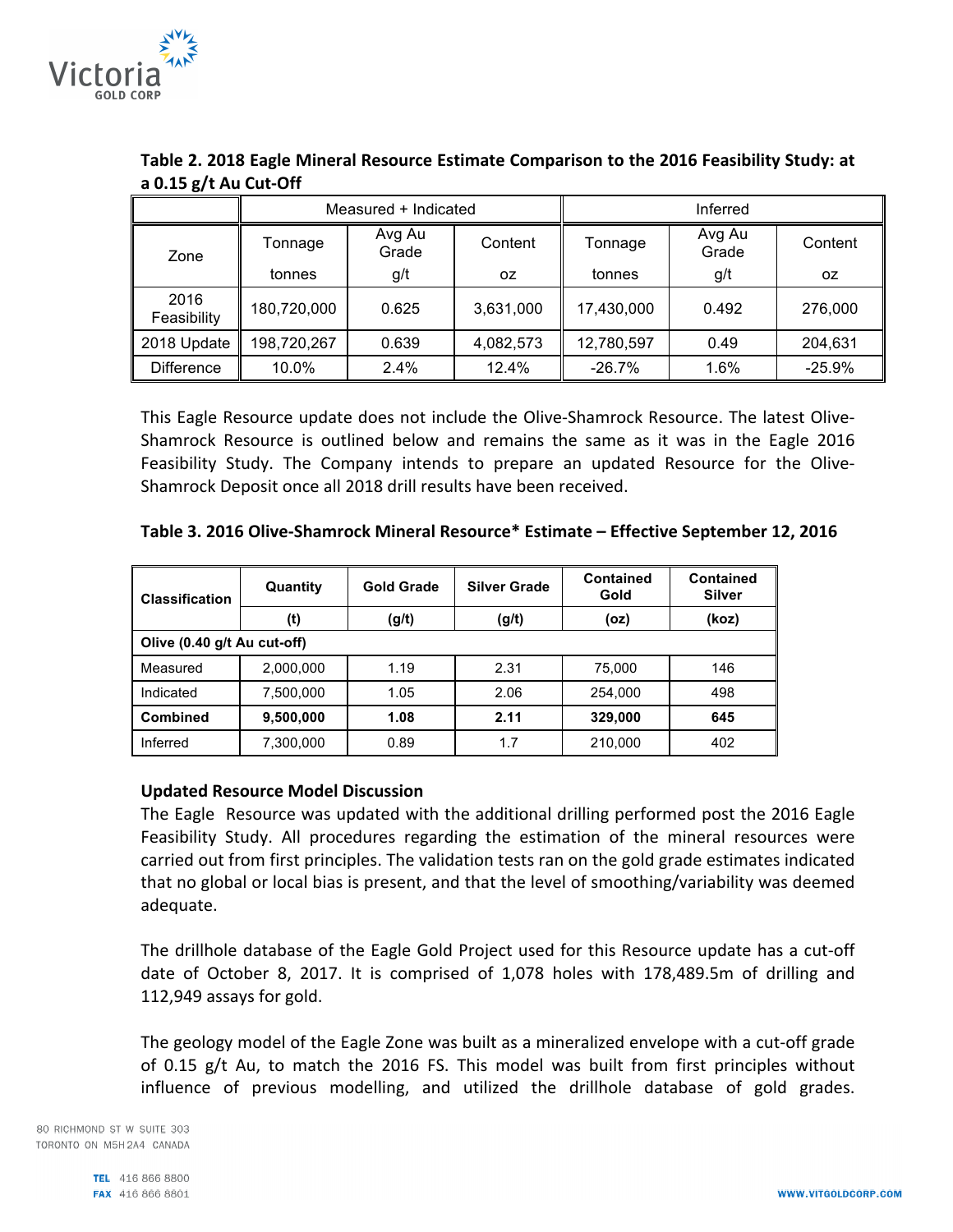**Table 2. 2018 Eagle Mineral Resource Estimate Comparison to the 2016 Feasibility Study: at a 0.15 g/t Au Cut-Off**

| | Measured + Indicated | | | Inferred | | |
|---|---|---|---|---|---|---|
| Zone | Tonnage<br>tonnes | Avg Au Grade<br>g/t | Content<br>oz | Tonnage<br>tonnes | Avg Au Grade<br>g/t | Content<br>oz |
| 2016 Feasibility | 180,720,000 | 0.625 | 3,631,000 | 17,430,000 | 0.492 | 276,000 |
| 2018 Update | 198,720,267 | 0.639 | 4,082,573 | 12,780,597 | 0.49 | 204,631 |
| Difference | 10.0% | 2.4% | 12.4% | -26.7% | 1.6% | -25.9% |

This Eagle Resource update does not include the Olive-Shamrock Resource. The latest Olive-Shamrock Resource is outlined below and remains the same as it was in the Eagle 2016 Feasibility Study. The Company intends to prepare an updated Resource for the Olive-Shamrock Deposit once all 2018 drill results have been received.

**Table 3. 2016 Olive-Shamrock Mineral Resource* Estimate – Effective September 12, 2016**

| Classification | Quantity<br>(t) | Gold Grade<br>(g/t) | Silver Grade<br>(g/t) | Contained Gold<br>(oz) | Contained Silver<br>(koz) |
|---|---|---|---|---|---|
| **Olive (0.40 g/t Au cut-off)** | | | | | |
| Measured | 2,000,000 | 1.19 | 2.31 | 75,000 | 146 |
| Indicated | 7,500,000 | 1.05 | 2.06 | 254,000 | 498 |
| **Combined** | **9,500,000** | **1.08** | **2.11** | **329,000** | **645** |
| Inferred | 7,300,000 | 0.89 | 1.7 | 210,000 | 402 |

**Updated Resource Model Discussion**

The Eagle Resource was updated with the additional drilling performed post the 2016 Eagle Feasibility Study. All procedures regarding the estimation of the mineral resources were carried out from first principles. The validation tests ran on the gold grade estimates indicated that no global or local bias is present, and that the level of smoothing/variability was deemed adequate.

The drillhole database of the Eagle Gold Project used for this Resource update has a cut-off date of October 8, 2017. It is comprised of 1,078 holes with 178,489.5m of drilling and 112,949 assays for gold.

The geology model of the Eagle Zone was built as a mineralized envelope with a cut-off grade of 0.15 g/t Au, to match the 2016 FS. This model was built from first principles without influence of previous modelling, and utilized the drillhole database of gold grades.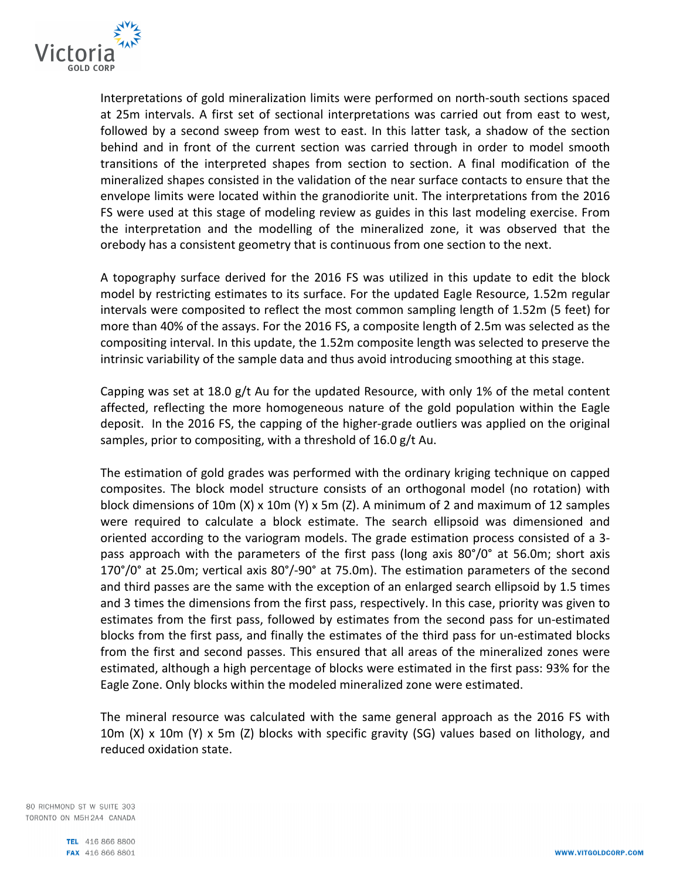Interpretations of gold mineralization limits were performed on north-south sections spaced at 25m intervals. A first set of sectional interpretations was carried out from east to west, followed by a second sweep from west to east. In this latter task, a shadow of the section behind and in front of the current section was carried through in order to model smooth transitions of the interpreted shapes from section to section. A final modification of the mineralized shapes consisted in the validation of the near surface contacts to ensure that the envelope limits were located within the granodiorite unit. The interpretations from the 2016 FS were used at this stage of modeling review as guides in this last modeling exercise. From the interpretation and the modelling of the mineralized zone, it was observed that the orebody has a consistent geometry that is continuous from one section to the next.

A topography surface derived for the 2016 FS was utilized in this update to edit the block model by restricting estimates to its surface. For the updated Eagle Resource, 1.52m regular intervals were composited to reflect the most common sampling length of 1.52m (5 feet) for more than 40% of the assays. For the 2016 FS, a composite length of 2.5m was selected as the compositing interval. In this update, the 1.52m composite length was selected to preserve the intrinsic variability of the sample data and thus avoid introducing smoothing at this stage.

Capping was set at 18.0 g/t Au for the updated Resource, with only 1% of the metal content affected, reflecting the more homogeneous nature of the gold population within the Eagle deposit. In the 2016 FS, the capping of the higher-grade outliers was applied on the original samples, prior to compositing, with a threshold of 16.0 g/t Au.

The estimation of gold grades was performed with the ordinary kriging technique on capped composites. The block model structure consists of an orthogonal model (no rotation) with block dimensions of 10m (X) x 10m (Y) x 5m (Z). A minimum of 2 and maximum of 12 samples were required to calculate a block estimate. The search ellipsoid was dimensioned and oriented according to the variogram models. The grade estimation process consisted of a 3-pass approach with the parameters of the first pass (long axis 80°/0° at 56.0m; short axis 170°/0° at 25.0m; vertical axis 80°/-90° at 75.0m). The estimation parameters of the second and third passes are the same with the exception of an enlarged search ellipsoid by 1.5 times and 3 times the dimensions from the first pass, respectively. In this case, priority was given to estimates from the first pass, followed by estimates from the second pass for un-estimated blocks from the first pass, and finally the estimates of the third pass for un-estimated blocks from the first and second passes. This ensured that all areas of the mineralized zones were estimated, although a high percentage of blocks were estimated in the first pass: 93% for the Eagle Zone. Only blocks within the modeled mineralized zone were estimated.

The mineral resource was calculated with the same general approach as the 2016 FS with 10m (X) x 10m (Y) x 5m (Z) blocks with specific gravity (SG) values based on lithology, and reduced oxidation state.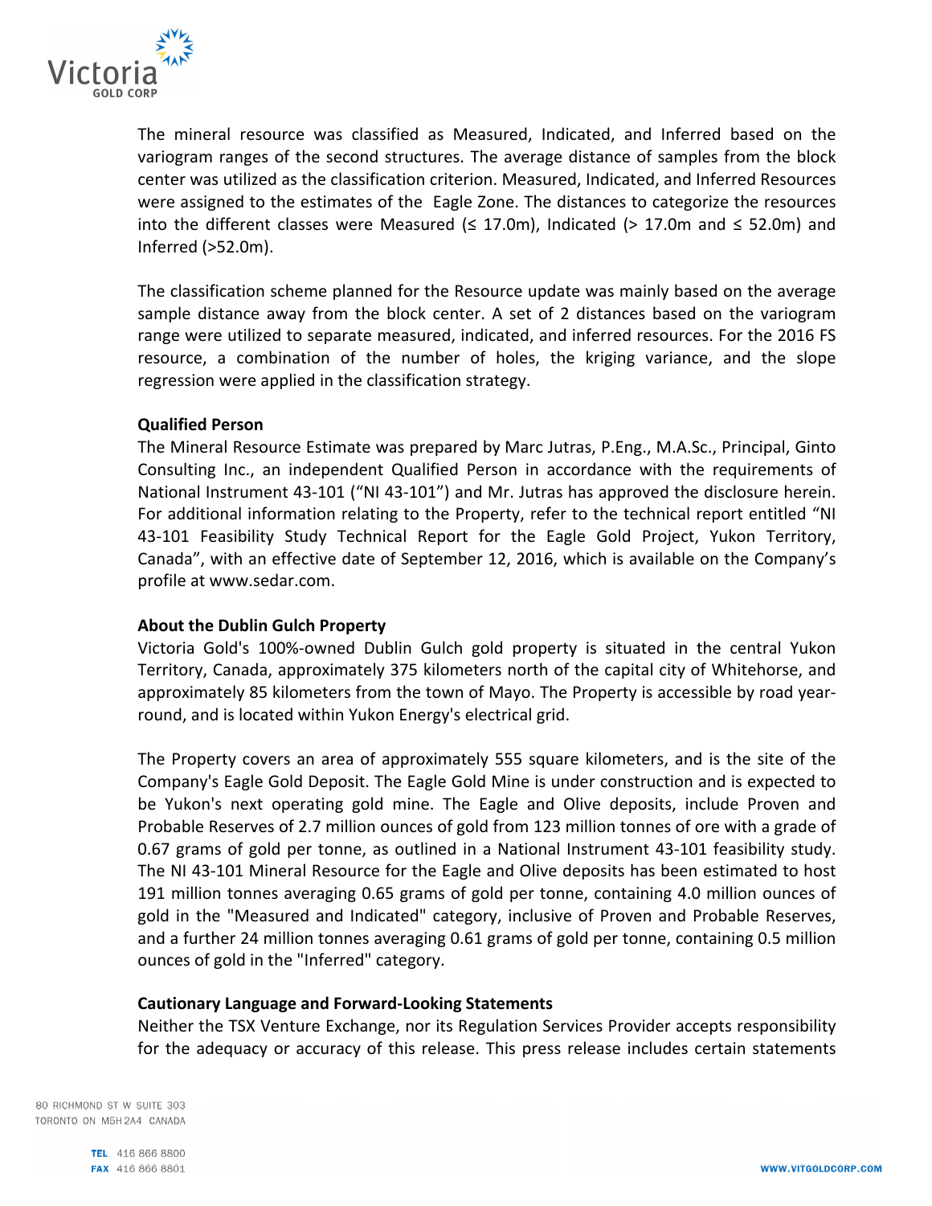The mineral resource was classified as Measured, Indicated, and Inferred based on the variogram ranges of the second structures. The average distance of samples from the block center was utilized as the classification criterion. Measured, Indicated, and Inferred Resources were assigned to the estimates of the Eagle Zone. The distances to categorize the resources into the different classes were Measured (≤ 17.0m), Indicated (> 17.0m and ≤ 52.0m) and Inferred (>52.0m).

The classification scheme planned for the Resource update was mainly based on the average sample distance away from the block center. A set of 2 distances based on the variogram range were utilized to separate measured, indicated, and inferred resources. For the 2016 FS resource, a combination of the number of holes, the kriging variance, and the slope regression were applied in the classification strategy.

**Qualified Person**

The Mineral Resource Estimate was prepared by Marc Jutras, P.Eng., M.A.Sc., Principal, Ginto Consulting Inc., an independent Qualified Person in accordance with the requirements of National Instrument 43-101 ("NI 43-101") and Mr. Jutras has approved the disclosure herein. For additional information relating to the Property, refer to the technical report entitled "NI 43-101 Feasibility Study Technical Report for the Eagle Gold Project, Yukon Territory, Canada", with an effective date of September 12, 2016, which is available on the Company's profile at www.sedar.com.

**About the Dublin Gulch Property**

Victoria Gold's 100%-owned Dublin Gulch gold property is situated in the central Yukon Territory, Canada, approximately 375 kilometers north of the capital city of Whitehorse, and approximately 85 kilometers from the town of Mayo. The Property is accessible by road year-round, and is located within Yukon Energy's electrical grid.

The Property covers an area of approximately 555 square kilometers, and is the site of the Company's Eagle Gold Deposit. The Eagle Gold Mine is under construction and is expected to be Yukon's next operating gold mine. The Eagle and Olive deposits, include Proven and Probable Reserves of 2.7 million ounces of gold from 123 million tonnes of ore with a grade of 0.67 grams of gold per tonne, as outlined in a National Instrument 43-101 feasibility study. The NI 43-101 Mineral Resource for the Eagle and Olive deposits has been estimated to host 191 million tonnes averaging 0.65 grams of gold per tonne, containing 4.0 million ounces of gold in the "Measured and Indicated" category, inclusive of Proven and Probable Reserves, and a further 24 million tonnes averaging 0.61 grams of gold per tonne, containing 0.5 million ounces of gold in the "Inferred" category.

**Cautionary Language and Forward-Looking Statements**

Neither the TSX Venture Exchange, nor its Regulation Services Provider accepts responsibility for the adequacy or accuracy of this release. This press release includes certain statements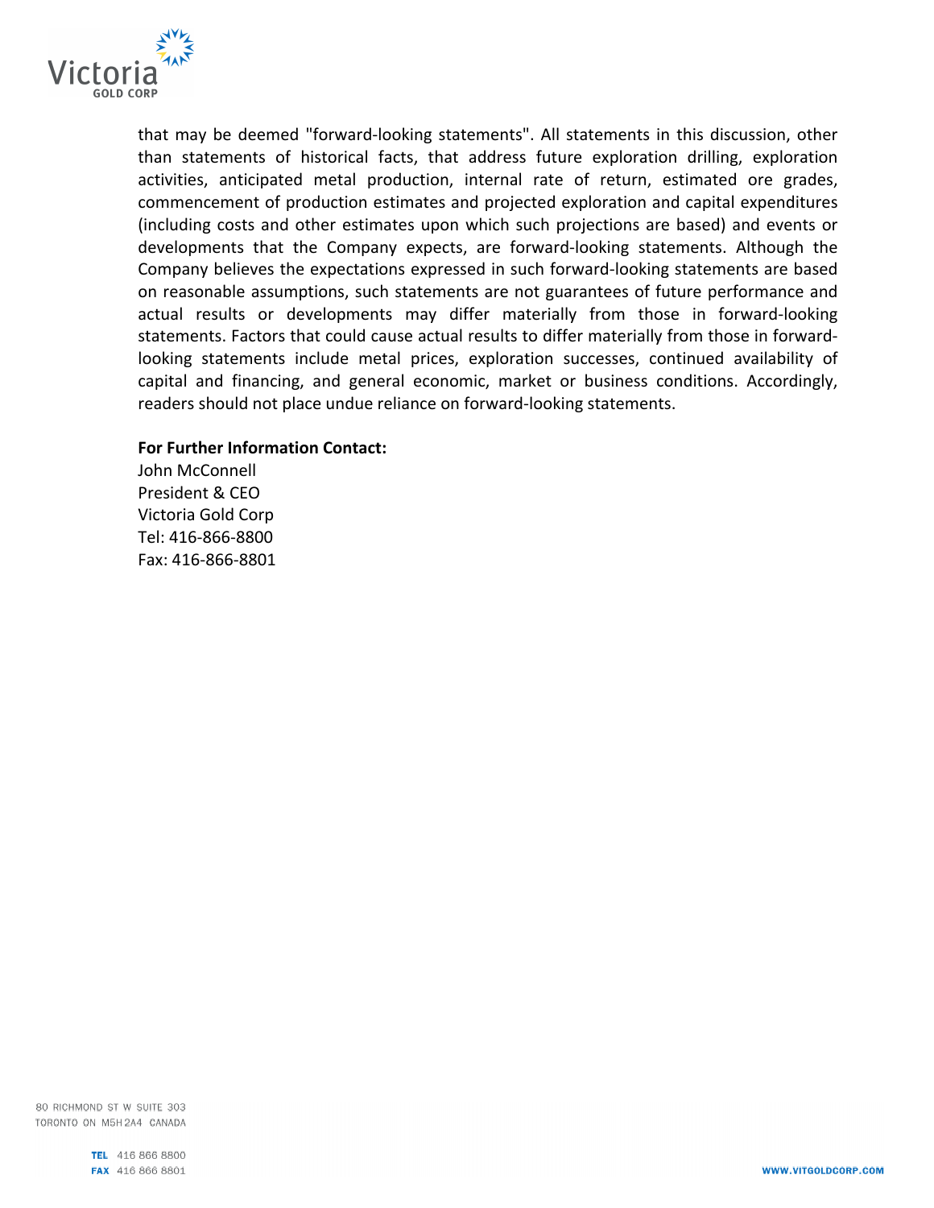that may be deemed "forward-looking statements". All statements in this discussion, other than statements of historical facts, that address future exploration drilling, exploration activities, anticipated metal production, internal rate of return, estimated ore grades, commencement of production estimates and projected exploration and capital expenditures (including costs and other estimates upon which such projections are based) and events or developments that the Company expects, are forward-looking statements. Although the Company believes the expectations expressed in such forward-looking statements are based on reasonable assumptions, such statements are not guarantees of future performance and actual results or developments may differ materially from those in forward-looking statements. Factors that could cause actual results to differ materially from those in forward-looking statements include metal prices, exploration successes, continued availability of capital and financing, and general economic, market or business conditions. Accordingly, readers should not place undue reliance on forward-looking statements.

**For Further Information Contact:**
John McConnell
President & CEO
Victoria Gold Corp
Tel: 416-866-8800
Fax: 416-866-8801